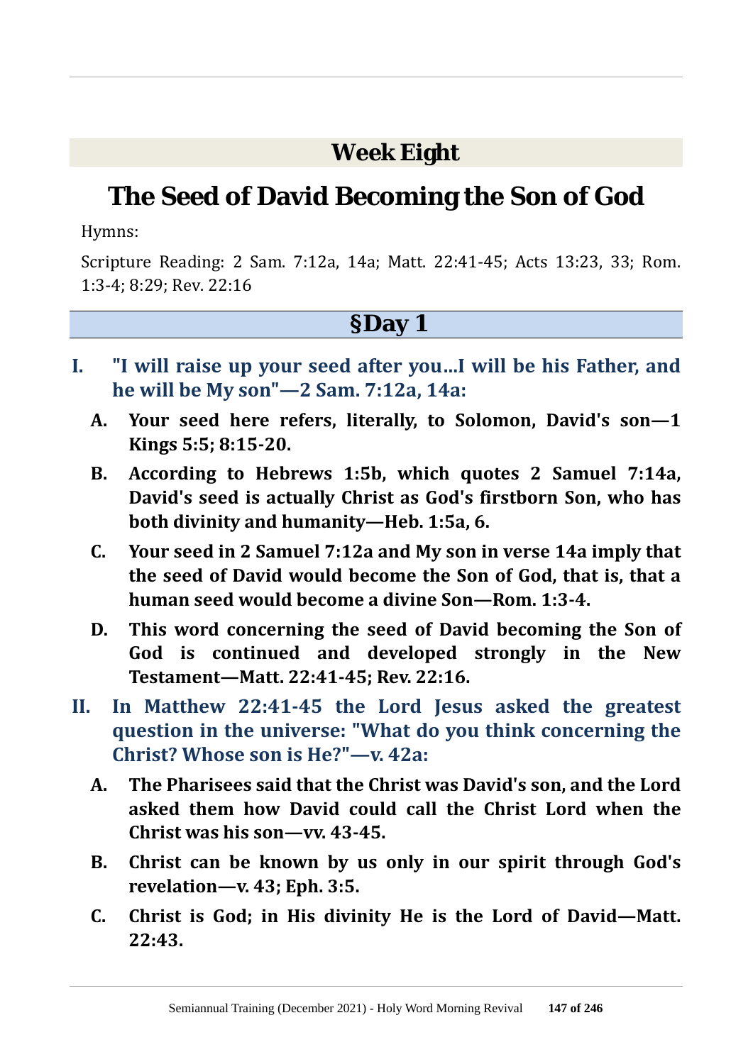## Week Eight

# The Seed of David Becoming the Son of God

Hymns:

Scripture Reading: 2 Sam. 7:12a, 14a; Matt. 22:41-45; Acts 13:23, 33; Rom. 1:3-4; 8:29; Rev. 22:16

## §Day 1

**I. "I will raise up your seed after you...I will be his Father, and he will be My son"—2 Sam. 7:12a, 14a:**

**A. Your seed here refers, literally, to Solomon, David's son—1 Kings 5:5; 8:15-20.**

**B. According to Hebrews 1:5b, which quotes 2 Samuel 7:14a, David's seed is actually Christ as God's firstborn Son, who has both divinity and humanity—Heb. 1:5a, 6.**

**C. Your seed in 2 Samuel 7:12a and My son in verse 14a imply that the seed of David would become the Son of God, that is, that a human seed would become a divine Son—Rom. 1:3-4.**

**D. This word concerning the seed of David becoming the Son of God is continued and developed strongly in the New Testament—Matt. 22:41-45; Rev. 22:16.**

**II. In Matthew 22:41-45 the Lord Jesus asked the greatest question in the universe: "What do you think concerning the Christ? Whose son is He?"—v. 42a:**

**A. The Pharisees said that the Christ was David's son, and the Lord asked them how David could call the Christ Lord when the Christ was his son—vv. 43-45.**

**B. Christ can be known by us only in our spirit through God's revelation—v. 43; Eph. 3:5.**

**C. Christ is God; in His divinity He is the Lord of David—Matt. 22:43.**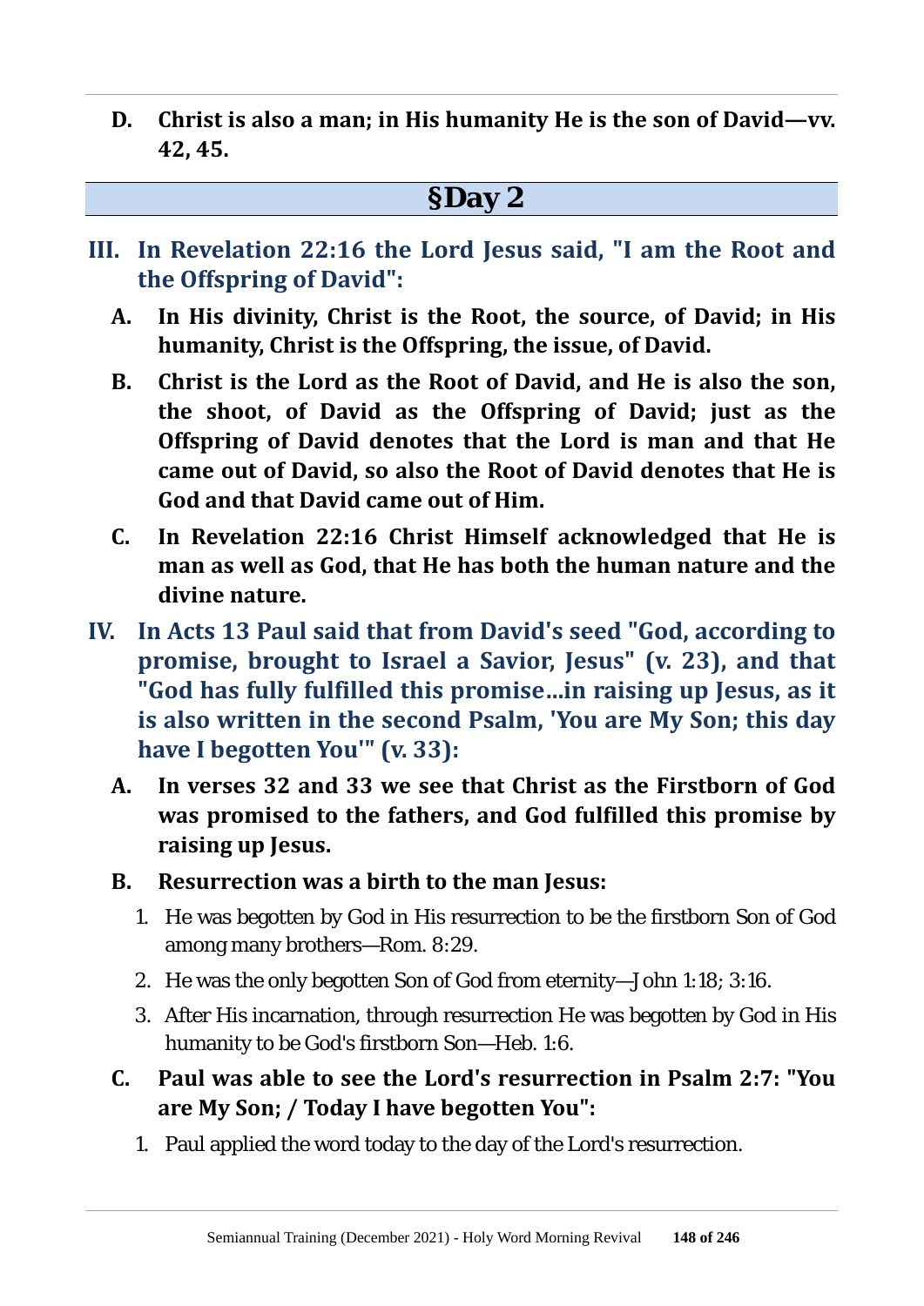**D. Christ is also a man; in His humanity He is the son of David—vv. 42, 45.**

## §Day 2

### III. In Revelation 22:16 the Lord Jesus said, "I am the Root and the Offspring of David":

**A. In His divinity, Christ is the Root, the source, of David; in His humanity, Christ is the Offspring, the issue, of David.**

**B. Christ is the Lord as the Root of David, and He is also the son, the shoot, of David as the Offspring of David; just as the Offspring of David denotes that the Lord is man and that He came out of David, so also the Root of David denotes that He is God and that David came out of Him.**

**C. In Revelation 22:16 Christ Himself acknowledged that He is man as well as God, that He has both the human nature and the divine nature.**

### IV. In Acts 13 Paul said that from David's seed "God, according to promise, brought to Israel a Savior, Jesus" (v. 23), and that "God has fully fulfilled this promise...in raising up Jesus, as it is also written in the second Psalm, 'You are My Son; this day have I begotten You'" (v. 33):

**A. In verses 32 and 33 we see that Christ as the Firstborn of God was promised to the fathers, and God fulfilled this promise by raising up Jesus.**

**B. Resurrection was a birth to the man Jesus:**

1. He was begotten by God in His resurrection to be the firstborn Son of God among many brothers—Rom. 8:29.
2. He was the only begotten Son of God from eternity—John 1:18; 3:16.
3. After His incarnation, through resurrection He was begotten by God in His humanity to be God's firstborn Son—Heb. 1:6.

**C. Paul was able to see the Lord's resurrection in Psalm 2:7: "You are My Son; / Today I have begotten You":**

1. Paul applied the word today to the day of the Lord's resurrection.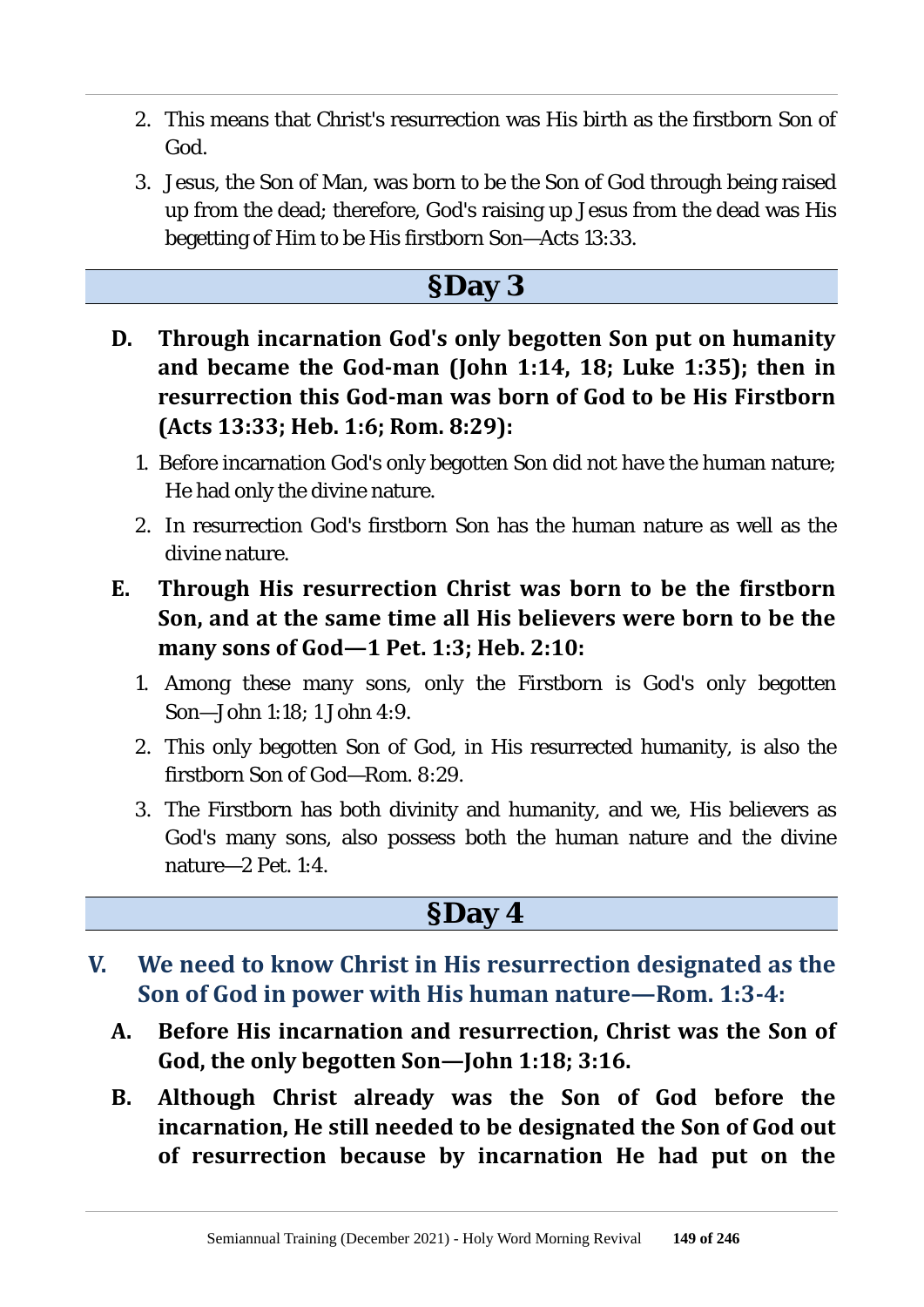2. This means that Christ's resurrection was His birth as the firstborn Son of God.
3. Jesus, the Son of Man, was born to be the Son of God through being raised up from the dead; therefore, God's raising up Jesus from the dead was His begetting of Him to be His firstborn Son—Acts 13:33.

## §Day 3

**D. Through incarnation God's only begotten Son put on humanity and became the God-man (John 1:14, 18; Luke 1:35); then in resurrection this God-man was born of God to be His Firstborn (Acts 13:33; Heb. 1:6; Rom. 8:29):**

1. Before incarnation God's only begotten Son did not have the human nature; He had only the divine nature.
2. In resurrection God's firstborn Son has the human nature as well as the divine nature.

**E. Through His resurrection Christ was born to be the firstborn Son, and at the same time all His believers were born to be the many sons of God—1 Pet. 1:3; Heb. 2:10:**

1. Among these many sons, only the Firstborn is God's only begotten Son—John 1:18; 1 John 4:9.
2. This only begotten Son of God, in His resurrected humanity, is also the firstborn Son of God—Rom. 8:29.
3. The Firstborn has both divinity and humanity, and we, His believers as God's many sons, also possess both the human nature and the divine nature—2 Pet. 1:4.

## §Day 4

### V. We need to know Christ in His resurrection designated as the Son of God in power with His human nature—Rom. 1:3-4:

**A. Before His incarnation and resurrection, Christ was the Son of God, the only begotten Son—John 1:18; 3:16.**

**B. Although Christ already was the Son of God before the incarnation, He still needed to be designated the Son of God out of resurrection because by incarnation He had put on the**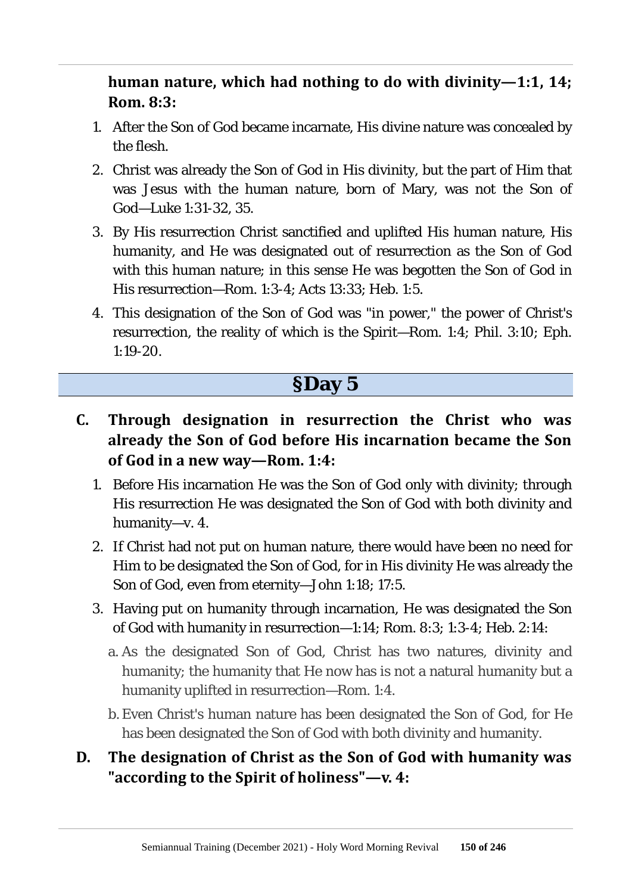**human nature, which had nothing to do with divinity—1:1, 14; Rom. 8:3:**

1. After the Son of God became incarnate, His divine nature was concealed by the flesh.
2. Christ was already the Son of God in His divinity, but the part of Him that was Jesus with the human nature, born of Mary, was not the Son of God—Luke 1:31-32, 35.
3. By His resurrection Christ sanctified and uplifted His human nature, His humanity, and He was designated out of resurrection as the Son of God with this human nature; in this sense He was begotten the Son of God in His resurrection—Rom. 1:3-4; Acts 13:33; Heb. 1:5.
4. This designation of the Son of God was "in power," the power of Christ's resurrection, the reality of which is the Spirit—Rom. 1:4; Phil. 3:10; Eph. 1:19-20.

## §Day 5

**C. Through designation in resurrection the Christ who was already the Son of God before His incarnation became the Son of God in a new way—Rom. 1:4:**

1. Before His incarnation He was the Son of God only with divinity; through His resurrection He was designated the Son of God with both divinity and humanity—v. 4.
2. If Christ had not put on human nature, there would have been no need for Him to be designated the Son of God, for in His divinity He was already the Son of God, even from eternity—John 1:18; 17:5.
3. Having put on humanity through incarnation, He was designated the Son of God with humanity in resurrection—1:14; Rom. 8:3; 1:3-4; Heb. 2:14:
   a. As the designated Son of God, Christ has two natures, divinity and humanity; the humanity that He now has is not a natural humanity but a humanity uplifted in resurrection—Rom. 1:4.
   b. Even Christ's human nature has been designated the Son of God, for He has been designated the Son of God with both divinity and humanity.

**D. The designation of Christ as the Son of God with humanity was "according to the Spirit of holiness"—v. 4:**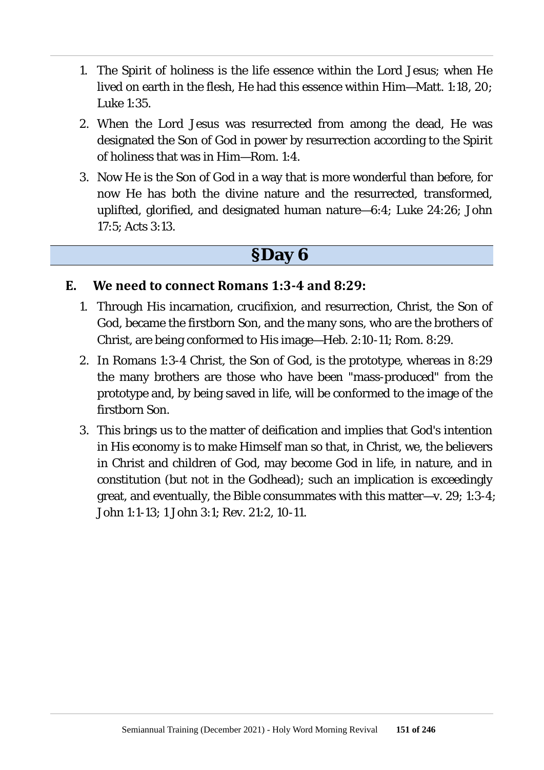1. The Spirit of holiness is the life essence within the Lord Jesus; when He lived on earth in the flesh, He had this essence within Him—Matt. 1:18, 20; Luke 1:35.
2. When the Lord Jesus was resurrected from among the dead, He was designated the Son of God in power by resurrection according to the Spirit of holiness that was in Him—Rom. 1:4.
3. Now He is the Son of God in a way that is more wonderful than before, for now He has both the divine nature and the resurrected, transformed, uplifted, glorified, and designated human nature—6:4; Luke 24:26; John 17:5; Acts 3:13.

## §Day 6

### E. We need to connect Romans 1:3-4 and 8:29:

1. Through His incarnation, crucifixion, and resurrection, Christ, the Son of God, became the firstborn Son, and the many sons, who are the brothers of Christ, are being conformed to His image—Heb. 2:10-11; Rom. 8:29.
2. In Romans 1:3-4 Christ, the Son of God, is the prototype, whereas in 8:29 the many brothers are those who have been "mass-produced" from the prototype and, by being saved in life, will be conformed to the image of the firstborn Son.
3. This brings us to the matter of deification and implies that God's intention in His economy is to make Himself man so that, in Christ, we, the believers in Christ and children of God, may become God in life, in nature, and in constitution (but not in the Godhead); such an implication is exceedingly great, and eventually, the Bible consummates with this matter—v. 29; 1:3-4; John 1:1-13; 1 John 3:1; Rev. 21:2, 10-11.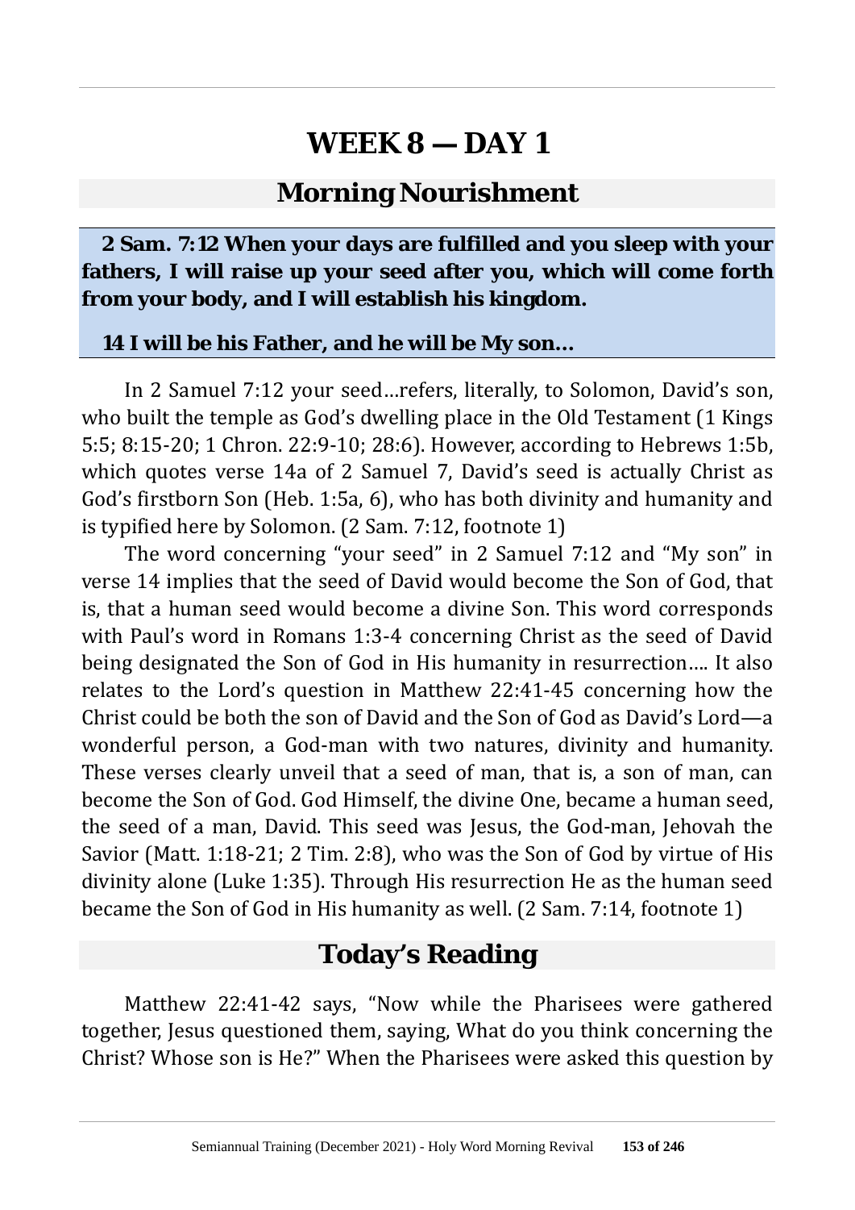# WEEK 8 — DAY 1

## Morning Nourishment

**2 Sam. 7:12 When your days are fulfilled and you sleep with your fathers, I will raise up your seed after you, which will come forth from your body, and I will establish his kingdom.**

**14 I will be his Father, and he will be My son...**

In 2 Samuel 7:12 your seed…refers, literally, to Solomon, David's son, who built the temple as God's dwelling place in the Old Testament (1 Kings 5:5; 8:15-20; 1 Chron. 22:9-10; 28:6). However, according to Hebrews 1:5b, which quotes verse 14a of 2 Samuel 7, David's seed is actually Christ as God's firstborn Son (Heb. 1:5a, 6), who has both divinity and humanity and is typified here by Solomon. (2 Sam. 7:12, footnote 1)

The word concerning "your seed" in 2 Samuel 7:12 and "My son" in verse 14 implies that the seed of David would become the Son of God, that is, that a human seed would become a divine Son. This word corresponds with Paul's word in Romans 1:3-4 concerning Christ as the seed of David being designated the Son of God in His humanity in resurrection…. It also relates to the Lord's question in Matthew 22:41-45 concerning how the Christ could be both the son of David and the Son of God as David's Lord—a wonderful person, a God-man with two natures, divinity and humanity. These verses clearly unveil that a seed of man, that is, a son of man, can become the Son of God. God Himself, the divine One, became a human seed, the seed of a man, David. This seed was Jesus, the God-man, Jehovah the Savior (Matt. 1:18-21; 2 Tim. 2:8), who was the Son of God by virtue of His divinity alone (Luke 1:35). Through His resurrection He as the human seed became the Son of God in His humanity as well. (2 Sam. 7:14, footnote 1)

## Today's Reading

Matthew 22:41-42 says, "Now while the Pharisees were gathered together, Jesus questioned them, saying, What do you think concerning the Christ? Whose son is He?" When the Pharisees were asked this question by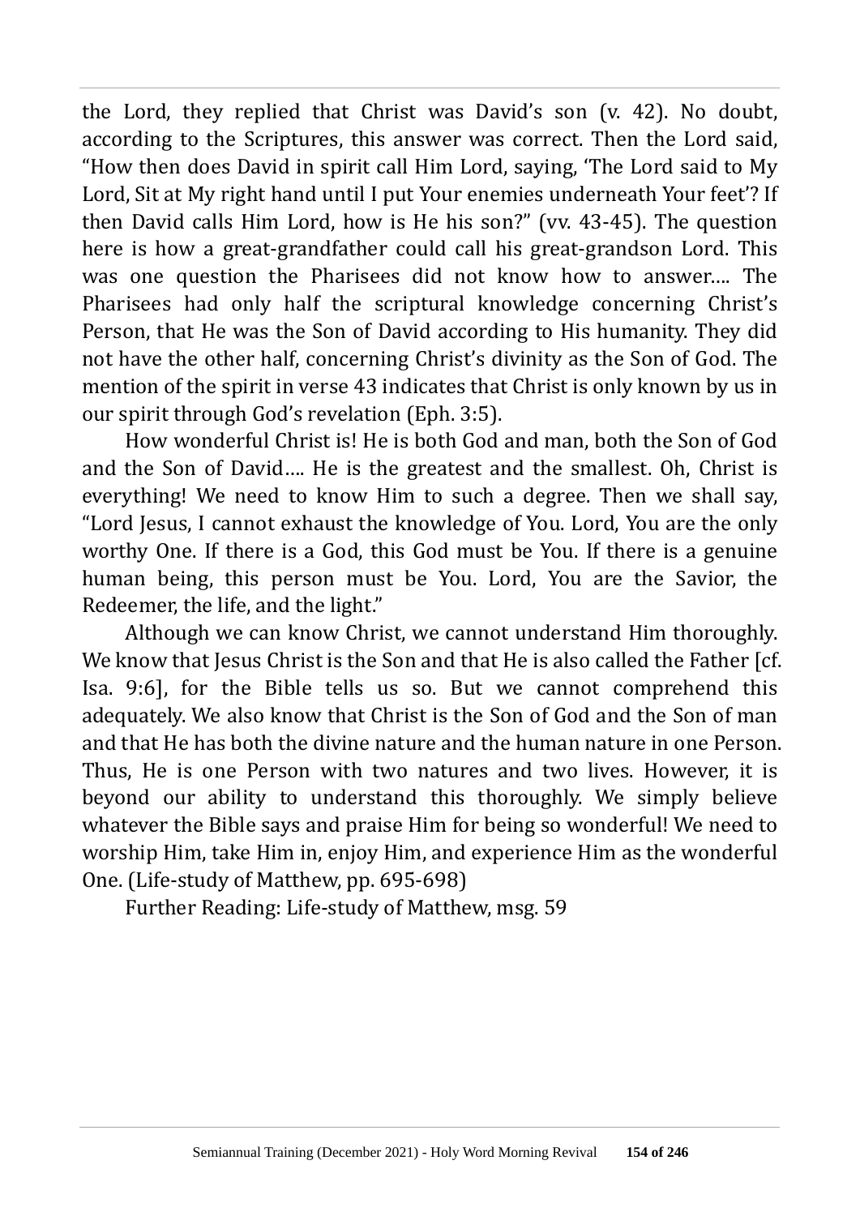the Lord, they replied that Christ was David's son (v. 42). No doubt, according to the Scriptures, this answer was correct. Then the Lord said, "How then does David in spirit call Him Lord, saying, 'The Lord said to My Lord, Sit at My right hand until I put Your enemies underneath Your feet'? If then David calls Him Lord, how is He his son?" (vv. 43-45). The question here is how a great-grandfather could call his great-grandson Lord. This was one question the Pharisees did not know how to answer…. The Pharisees had only half the scriptural knowledge concerning Christ's Person, that He was the Son of David according to His humanity. They did not have the other half, concerning Christ's divinity as the Son of God. The mention of the spirit in verse 43 indicates that Christ is only known by us in our spirit through God's revelation (Eph. 3:5).

How wonderful Christ is! He is both God and man, both the Son of God and the Son of David…. He is the greatest and the smallest. Oh, Christ is everything! We need to know Him to such a degree. Then we shall say, "Lord Jesus, I cannot exhaust the knowledge of You. Lord, You are the only worthy One. If there is a God, this God must be You. If there is a genuine human being, this person must be You. Lord, You are the Savior, the Redeemer, the life, and the light."

Although we can know Christ, we cannot understand Him thoroughly. We know that Jesus Christ is the Son and that He is also called the Father [cf. Isa. 9:6], for the Bible tells us so. But we cannot comprehend this adequately. We also know that Christ is the Son of God and the Son of man and that He has both the divine nature and the human nature in one Person. Thus, He is one Person with two natures and two lives. However, it is beyond our ability to understand this thoroughly. We simply believe whatever the Bible says and praise Him for being so wonderful! We need to worship Him, take Him in, enjoy Him, and experience Him as the wonderful One. (Life-study of Matthew, pp. 695-698)

Further Reading: Life-study of Matthew, msg. 59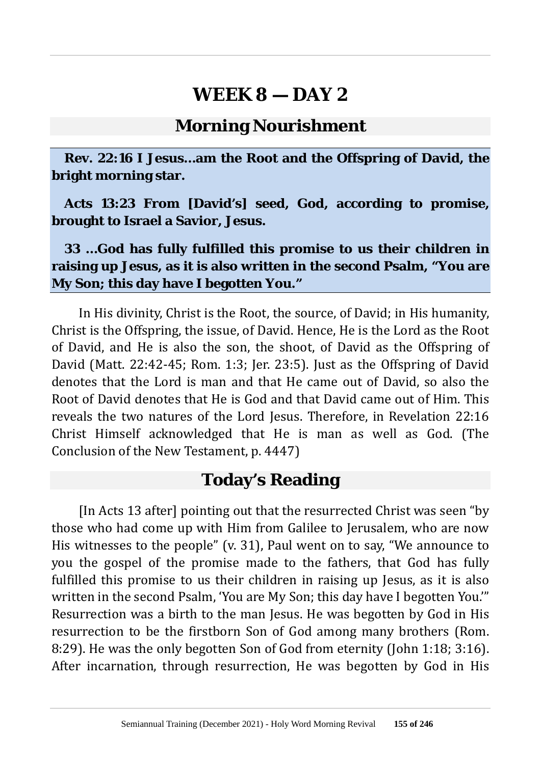# WEEK 8 — DAY 2

## Morning Nourishment

**Rev. 22:16 I Jesus...am the Root and the Offspring of David, the bright morning star.**

**Acts 13:23 From [David's] seed, God, according to promise, brought to Israel a Savior, Jesus.**

**33 ...God has fully fulfilled this promise to us their children in raising up Jesus, as it is also written in the second Psalm, "You are My Son; this day have I begotten You."**

In His divinity, Christ is the Root, the source, of David; in His humanity, Christ is the Offspring, the issue, of David. Hence, He is the Lord as the Root of David, and He is also the son, the shoot, of David as the Offspring of David (Matt. 22:42-45; Rom. 1:3; Jer. 23:5). Just as the Offspring of David denotes that the Lord is man and that He came out of David, so also the Root of David denotes that He is God and that David came out of Him. This reveals the two natures of the Lord Jesus. Therefore, in Revelation 22:16 Christ Himself acknowledged that He is man as well as God. (The Conclusion of the New Testament, p. 4447)

## Today's Reading

[In Acts 13 after] pointing out that the resurrected Christ was seen "by those who had come up with Him from Galilee to Jerusalem, who are now His witnesses to the people" (v. 31), Paul went on to say, "We announce to you the gospel of the promise made to the fathers, that God has fully fulfilled this promise to us their children in raising up Jesus, as it is also written in the second Psalm, 'You are My Son; this day have I begotten You.'" Resurrection was a birth to the man Jesus. He was begotten by God in His resurrection to be the firstborn Son of God among many brothers (Rom. 8:29). He was the only begotten Son of God from eternity (John 1:18; 3:16). After incarnation, through resurrection, He was begotten by God in His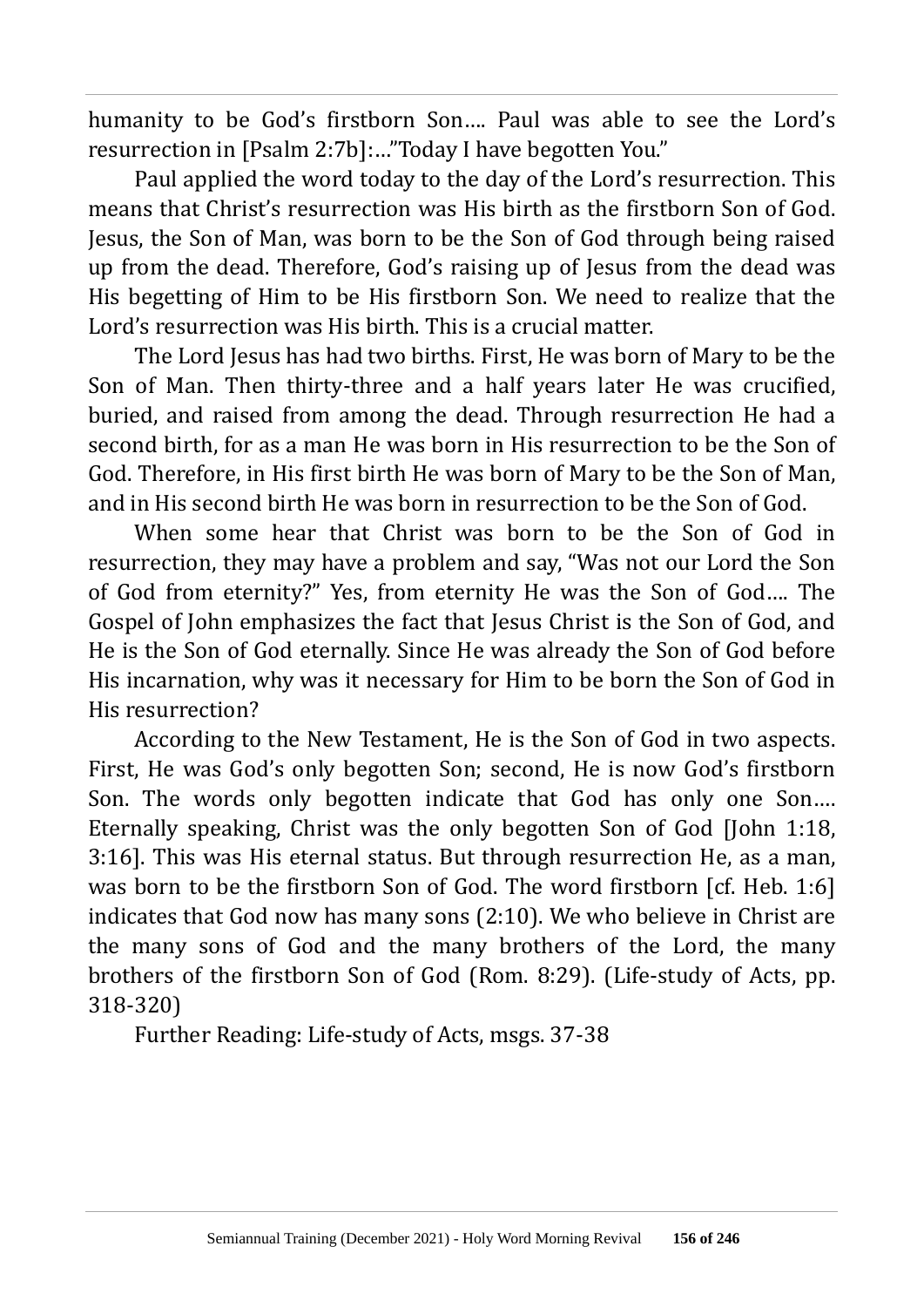humanity to be God's firstborn Son…. Paul was able to see the Lord's resurrection in [Psalm 2:7b]:…"Today I have begotten You."

Paul applied the word today to the day of the Lord's resurrection. This means that Christ's resurrection was His birth as the firstborn Son of God. Jesus, the Son of Man, was born to be the Son of God through being raised up from the dead. Therefore, God's raising up of Jesus from the dead was His begetting of Him to be His firstborn Son. We need to realize that the Lord's resurrection was His birth. This is a crucial matter.

The Lord Jesus has had two births. First, He was born of Mary to be the Son of Man. Then thirty-three and a half years later He was crucified, buried, and raised from among the dead. Through resurrection He had a second birth, for as a man He was born in His resurrection to be the Son of God. Therefore, in His first birth He was born of Mary to be the Son of Man, and in His second birth He was born in resurrection to be the Son of God.

When some hear that Christ was born to be the Son of God in resurrection, they may have a problem and say, "Was not our Lord the Son of God from eternity?" Yes, from eternity He was the Son of God…. The Gospel of John emphasizes the fact that Jesus Christ is the Son of God, and He is the Son of God eternally. Since He was already the Son of God before His incarnation, why was it necessary for Him to be born the Son of God in His resurrection?

According to the New Testament, He is the Son of God in two aspects. First, He was God's only begotten Son; second, He is now God's firstborn Son. The words only begotten indicate that God has only one Son…. Eternally speaking, Christ was the only begotten Son of God [John 1:18, 3:16]. This was His eternal status. But through resurrection He, as a man, was born to be the firstborn Son of God. The word firstborn [cf. Heb. 1:6] indicates that God now has many sons (2:10). We who believe in Christ are the many sons of God and the many brothers of the Lord, the many brothers of the firstborn Son of God (Rom. 8:29). (Life-study of Acts, pp. 318-320)

Further Reading: Life-study of Acts, msgs. 37-38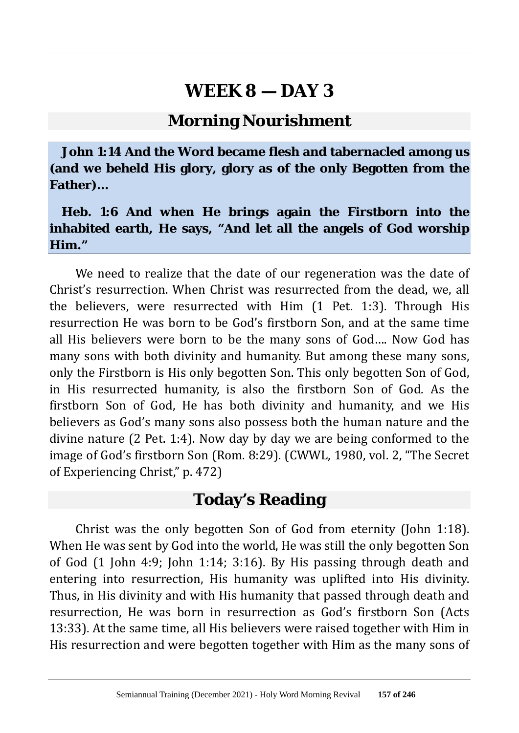# WEEK 8 — DAY 3

## Morning Nourishment

**John 1:14 And the Word became flesh and tabernacled among us (and we beheld His glory, glory as of the only Begotten from the Father)...**

**Heb. 1:6 And when He brings again the Firstborn into the inhabited earth, He says, "And let all the angels of God worship Him."**

We need to realize that the date of our regeneration was the date of Christ's resurrection. When Christ was resurrected from the dead, we, all the believers, were resurrected with Him (1 Pet. 1:3). Through His resurrection He was born to be God's firstborn Son, and at the same time all His believers were born to be the many sons of God.... Now God has many sons with both divinity and humanity. But among these many sons, only the Firstborn is His only begotten Son. This only begotten Son of God, in His resurrected humanity, is also the firstborn Son of God. As the firstborn Son of God, He has both divinity and humanity, and we His believers as God's many sons also possess both the human nature and the divine nature (2 Pet. 1:4). Now day by day we are being conformed to the image of God's firstborn Son (Rom. 8:29). (CWWL, 1980, vol. 2, "The Secret of Experiencing Christ," p. 472)

## Today's Reading

Christ was the only begotten Son of God from eternity (John 1:18). When He was sent by God into the world, He was still the only begotten Son of God (1 John 4:9; John 1:14; 3:16). By His passing through death and entering into resurrection, His humanity was uplifted into His divinity. Thus, in His divinity and with His humanity that passed through death and resurrection, He was born in resurrection as God's firstborn Son (Acts 13:33). At the same time, all His believers were raised together with Him in His resurrection and were begotten together with Him as the many sons of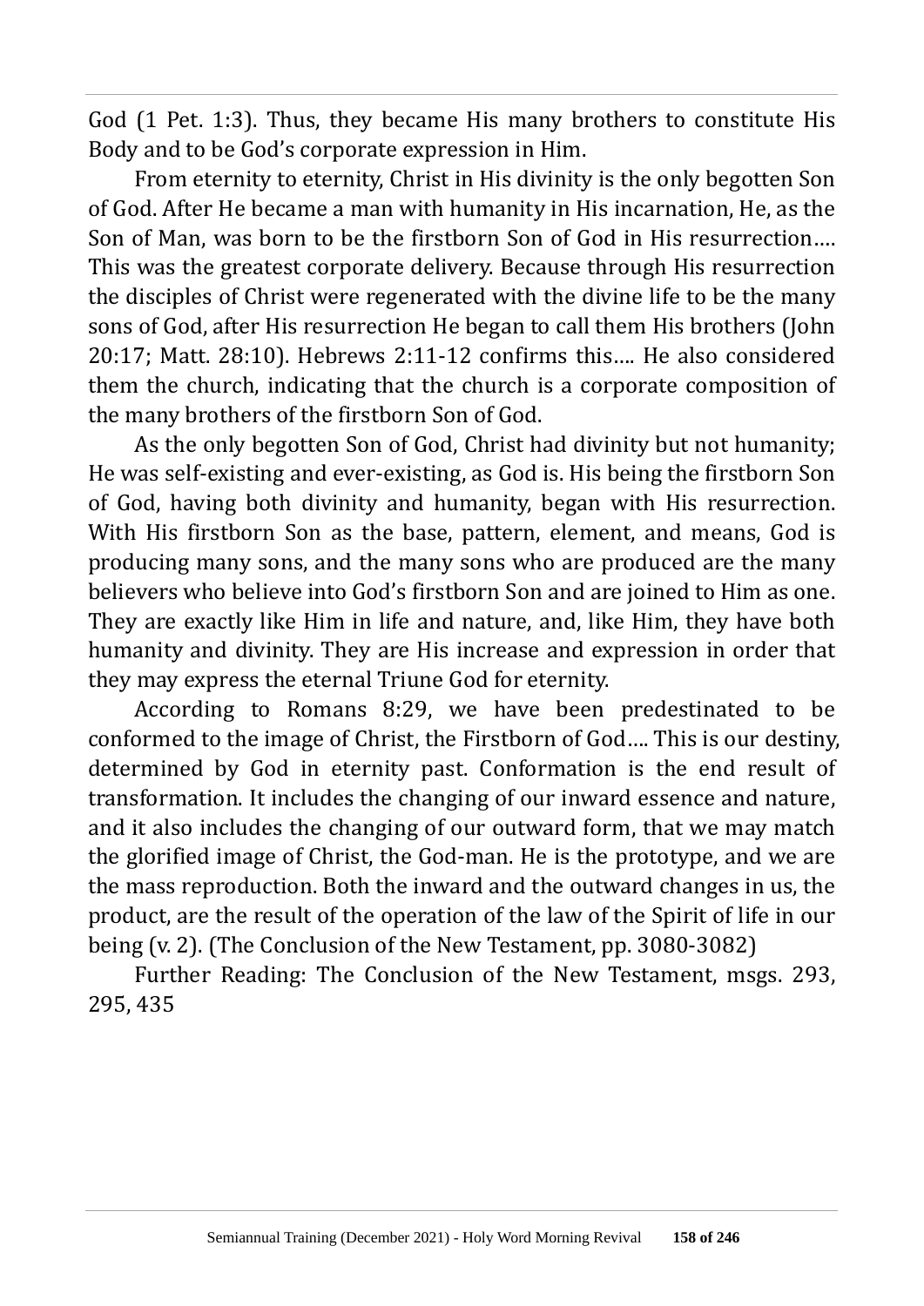God (1 Pet. 1:3). Thus, they became His many brothers to constitute His Body and to be God's corporate expression in Him.

From eternity to eternity, Christ in His divinity is the only begotten Son of God. After He became a man with humanity in His incarnation, He, as the Son of Man, was born to be the firstborn Son of God in His resurrection…. This was the greatest corporate delivery. Because through His resurrection the disciples of Christ were regenerated with the divine life to be the many sons of God, after His resurrection He began to call them His brothers (John 20:17; Matt. 28:10). Hebrews 2:11-12 confirms this…. He also considered them the church, indicating that the church is a corporate composition of the many brothers of the firstborn Son of God.

As the only begotten Son of God, Christ had divinity but not humanity; He was self-existing and ever-existing, as God is. His being the firstborn Son of God, having both divinity and humanity, began with His resurrection. With His firstborn Son as the base, pattern, element, and means, God is producing many sons, and the many sons who are produced are the many believers who believe into God's firstborn Son and are joined to Him as one. They are exactly like Him in life and nature, and, like Him, they have both humanity and divinity. They are His increase and expression in order that they may express the eternal Triune God for eternity.

According to Romans 8:29, we have been predestinated to be conformed to the image of Christ, the Firstborn of God…. This is our destiny, determined by God in eternity past. Conformation is the end result of transformation. It includes the changing of our inward essence and nature, and it also includes the changing of our outward form, that we may match the glorified image of Christ, the God-man. He is the prototype, and we are the mass reproduction. Both the inward and the outward changes in us, the product, are the result of the operation of the law of the Spirit of life in our being (v. 2). (The Conclusion of the New Testament, pp. 3080-3082)

Further Reading: The Conclusion of the New Testament, msgs. 293, 295, 435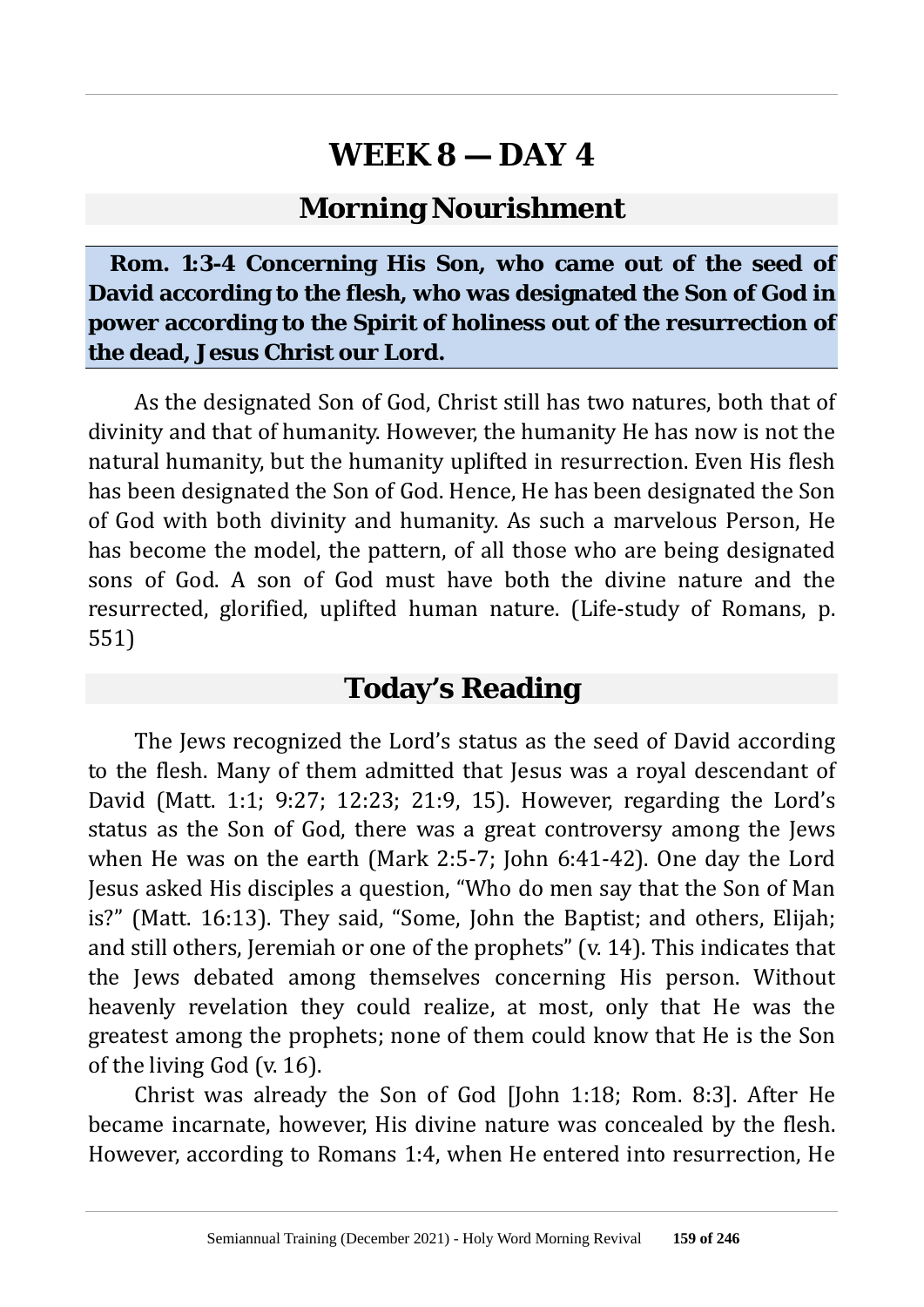# WEEK 8 — DAY 4

## Morning Nourishment

**Rom. 1:3-4 Concerning His Son, who came out of the seed of David according to the flesh, who was designated the Son of God in power according to the Spirit of holiness out of the resurrection of the dead, Jesus Christ our Lord.**

As the designated Son of God, Christ still has two natures, both that of divinity and that of humanity. However, the humanity He has now is not the natural humanity, but the humanity uplifted in resurrection. Even His flesh has been designated the Son of God. Hence, He has been designated the Son of God with both divinity and humanity. As such a marvelous Person, He has become the model, the pattern, of all those who are being designated sons of God. A son of God must have both the divine nature and the resurrected, glorified, uplifted human nature. (Life-study of Romans, p. 551)

## Today's Reading

The Jews recognized the Lord's status as the seed of David according to the flesh. Many of them admitted that Jesus was a royal descendant of David (Matt. 1:1; 9:27; 12:23; 21:9, 15). However, regarding the Lord's status as the Son of God, there was a great controversy among the Jews when He was on the earth (Mark 2:5-7; John 6:41-42). One day the Lord Jesus asked His disciples a question, "Who do men say that the Son of Man is?" (Matt. 16:13). They said, "Some, John the Baptist; and others, Elijah; and still others, Jeremiah or one of the prophets" (v. 14). This indicates that the Jews debated among themselves concerning His person. Without heavenly revelation they could realize, at most, only that He was the greatest among the prophets; none of them could know that He is the Son of the living God (v. 16).

Christ was already the Son of God [John 1:18; Rom. 8:3]. After He became incarnate, however, His divine nature was concealed by the flesh. However, according to Romans 1:4, when He entered into resurrection, He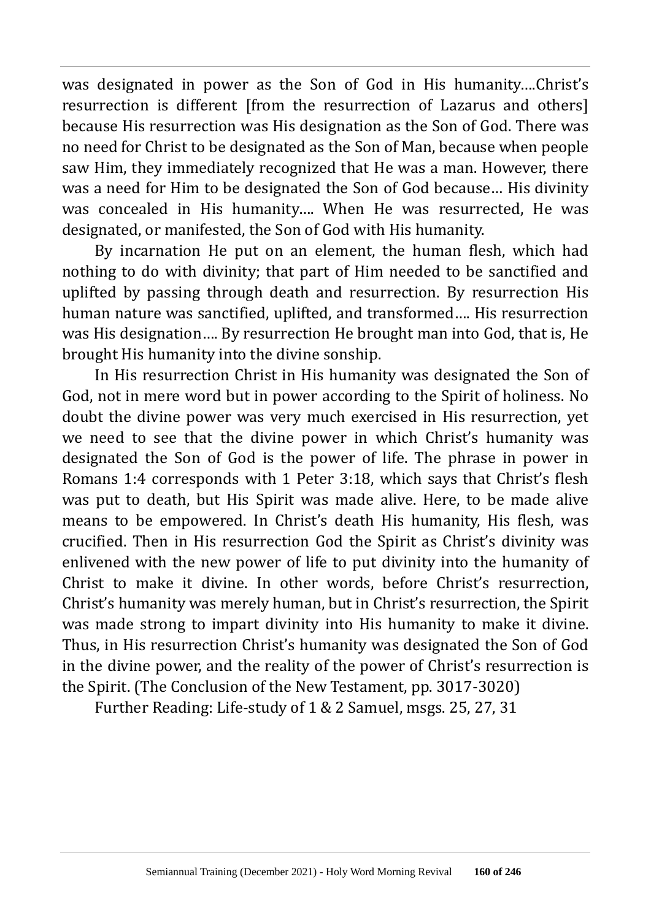was designated in power as the Son of God in His humanity....Christ's resurrection is different [from the resurrection of Lazarus and others] because His resurrection was His designation as the Son of God. There was no need for Christ to be designated as the Son of Man, because when people saw Him, they immediately recognized that He was a man. However, there was a need for Him to be designated the Son of God because… His divinity was concealed in His humanity…. When He was resurrected, He was designated, or manifested, the Son of God with His humanity.

By incarnation He put on an element, the human flesh, which had nothing to do with divinity; that part of Him needed to be sanctified and uplifted by passing through death and resurrection. By resurrection His human nature was sanctified, uplifted, and transformed…. His resurrection was His designation…. By resurrection He brought man into God, that is, He brought His humanity into the divine sonship.

In His resurrection Christ in His humanity was designated the Son of God, not in mere word but in power according to the Spirit of holiness. No doubt the divine power was very much exercised in His resurrection, yet we need to see that the divine power in which Christ's humanity was designated the Son of God is the power of life. The phrase in power in Romans 1:4 corresponds with 1 Peter 3:18, which says that Christ's flesh was put to death, but His Spirit was made alive. Here, to be made alive means to be empowered. In Christ's death His humanity, His flesh, was crucified. Then in His resurrection God the Spirit as Christ's divinity was enlivened with the new power of life to put divinity into the humanity of Christ to make it divine. In other words, before Christ's resurrection, Christ's humanity was merely human, but in Christ's resurrection, the Spirit was made strong to impart divinity into His humanity to make it divine. Thus, in His resurrection Christ's humanity was designated the Son of God in the divine power, and the reality of the power of Christ's resurrection is the Spirit. (The Conclusion of the New Testament, pp. 3017-3020)

Further Reading: Life-study of 1 & 2 Samuel, msgs. 25, 27, 31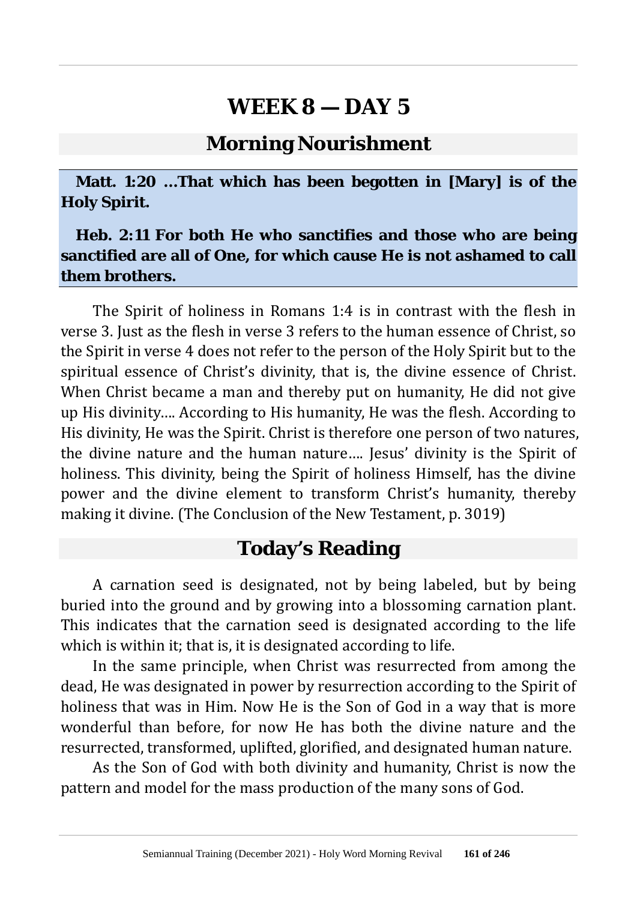# WEEK 8 — DAY 5

## Morning Nourishment

**Matt. 1:20 …That which has been begotten in [Mary] is of the Holy Spirit.**

**Heb. 2:11 For both He who sanctifies and those who are being sanctified are all of One, for which cause He is not ashamed to call them brothers.**

The Spirit of holiness in Romans 1:4 is in contrast with the flesh in verse 3. Just as the flesh in verse 3 refers to the human essence of Christ, so the Spirit in verse 4 does not refer to the person of the Holy Spirit but to the spiritual essence of Christ's divinity, that is, the divine essence of Christ. When Christ became a man and thereby put on humanity, He did not give up His divinity…. According to His humanity, He was the flesh. According to His divinity, He was the Spirit. Christ is therefore one person of two natures, the divine nature and the human nature…. Jesus' divinity is the Spirit of holiness. This divinity, being the Spirit of holiness Himself, has the divine power and the divine element to transform Christ's humanity, thereby making it divine. (The Conclusion of the New Testament, p. 3019)

## Today's Reading

A carnation seed is designated, not by being labeled, but by being buried into the ground and by growing into a blossoming carnation plant. This indicates that the carnation seed is designated according to the life which is within it; that is, it is designated according to life.

In the same principle, when Christ was resurrected from among the dead, He was designated in power by resurrection according to the Spirit of holiness that was in Him. Now He is the Son of God in a way that is more wonderful than before, for now He has both the divine nature and the resurrected, transformed, uplifted, glorified, and designated human nature.

As the Son of God with both divinity and humanity, Christ is now the pattern and model for the mass production of the many sons of God.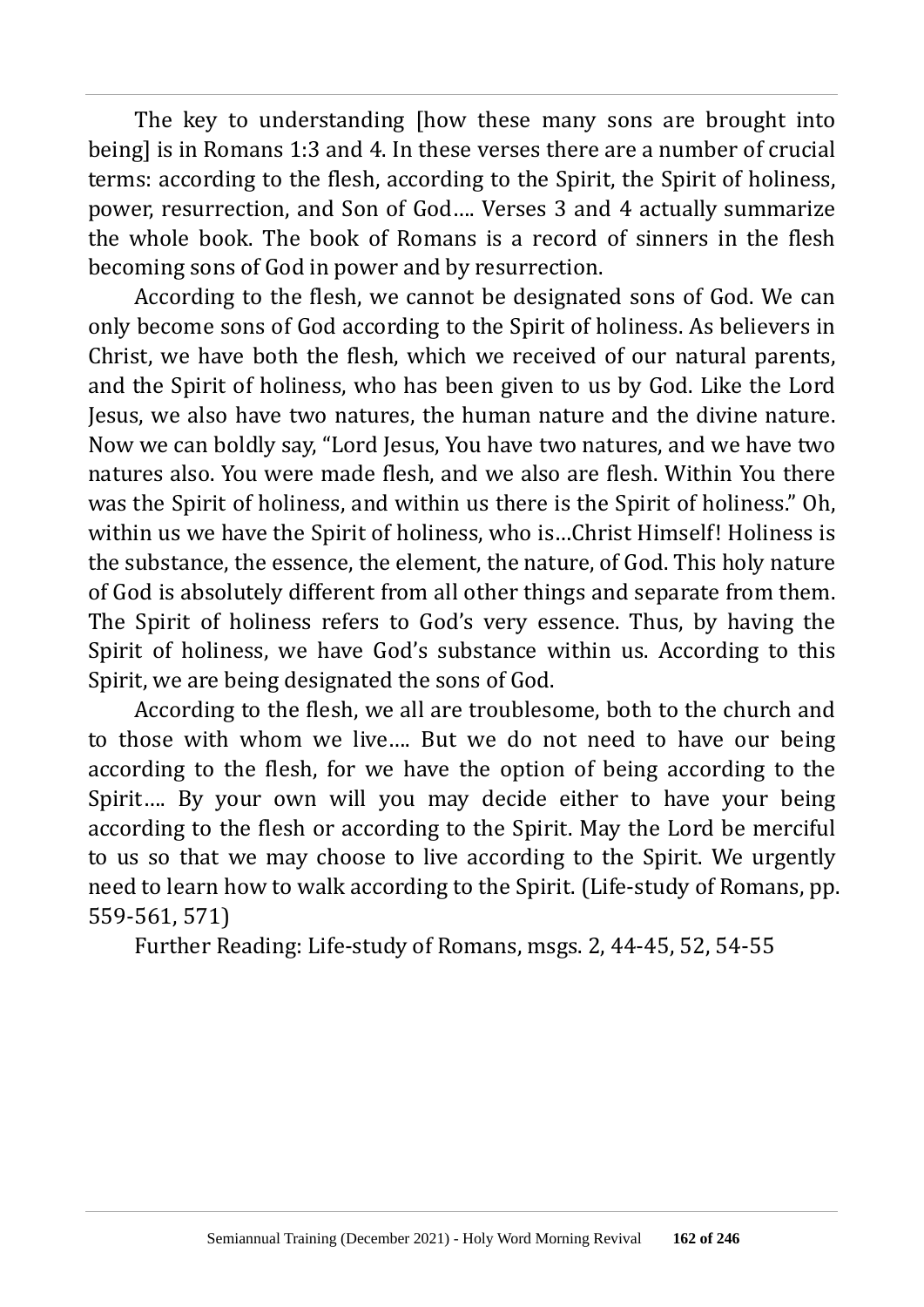The key to understanding [how these many sons are brought into being] is in Romans 1:3 and 4. In these verses there are a number of crucial terms: according to the flesh, according to the Spirit, the Spirit of holiness, power, resurrection, and Son of God…. Verses 3 and 4 actually summarize the whole book. The book of Romans is a record of sinners in the flesh becoming sons of God in power and by resurrection.

According to the flesh, we cannot be designated sons of God. We can only become sons of God according to the Spirit of holiness. As believers in Christ, we have both the flesh, which we received of our natural parents, and the Spirit of holiness, who has been given to us by God. Like the Lord Jesus, we also have two natures, the human nature and the divine nature. Now we can boldly say, "Lord Jesus, You have two natures, and we have two natures also. You were made flesh, and we also are flesh. Within You there was the Spirit of holiness, and within us there is the Spirit of holiness." Oh, within us we have the Spirit of holiness, who is…Christ Himself! Holiness is the substance, the essence, the element, the nature, of God. This holy nature of God is absolutely different from all other things and separate from them. The Spirit of holiness refers to God's very essence. Thus, by having the Spirit of holiness, we have God's substance within us. According to this Spirit, we are being designated the sons of God.

According to the flesh, we all are troublesome, both to the church and to those with whom we live…. But we do not need to have our being according to the flesh, for we have the option of being according to the Spirit…. By your own will you may decide either to have your being according to the flesh or according to the Spirit. May the Lord be merciful to us so that we may choose to live according to the Spirit. We urgently need to learn how to walk according to the Spirit. (Life-study of Romans, pp. 559-561, 571)

Further Reading: Life-study of Romans, msgs. 2, 44-45, 52, 54-55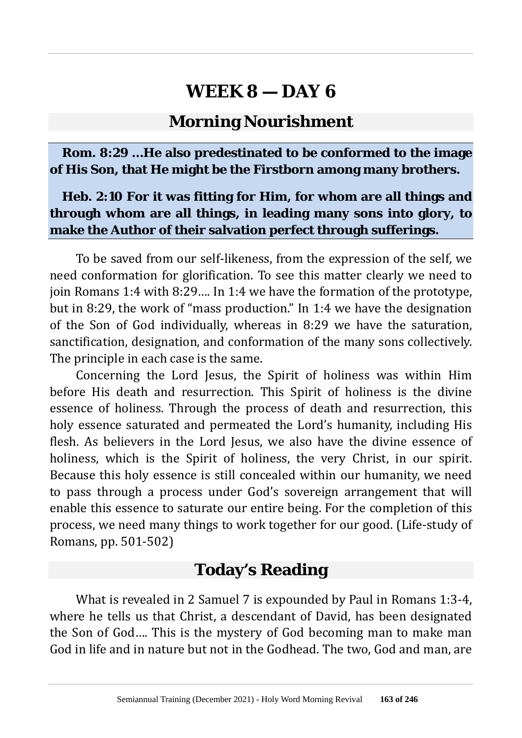# WEEK 8 — DAY 6

## Morning Nourishment

**Rom. 8:29 ...He also predestinated to be conformed to the image of His Son, that He might be the Firstborn among many brothers.**

**Heb. 2:10 For it was fitting for Him, for whom are all things and through whom are all things, in leading many sons into glory, to make the Author of their salvation perfect through sufferings.**

To be saved from our self-likeness, from the expression of the self, we need conformation for glorification. To see this matter clearly we need to join Romans 1:4 with 8:29.... In 1:4 we have the formation of the prototype, but in 8:29, the work of "mass production." In 1:4 we have the designation of the Son of God individually, whereas in 8:29 we have the saturation, sanctification, designation, and conformation of the many sons collectively. The principle in each case is the same.

Concerning the Lord Jesus, the Spirit of holiness was within Him before His death and resurrection. This Spirit of holiness is the divine essence of holiness. Through the process of death and resurrection, this holy essence saturated and permeated the Lord's humanity, including His flesh. As believers in the Lord Jesus, we also have the divine essence of holiness, which is the Spirit of holiness, the very Christ, in our spirit. Because this holy essence is still concealed within our humanity, we need to pass through a process under God's sovereign arrangement that will enable this essence to saturate our entire being. For the completion of this process, we need many things to work together for our good. (Life-study of Romans, pp. 501-502)

## Today's Reading

What is revealed in 2 Samuel 7 is expounded by Paul in Romans 1:3-4, where he tells us that Christ, a descendant of David, has been designated the Son of God.... This is the mystery of God becoming man to make man God in life and in nature but not in the Godhead. The two, God and man, are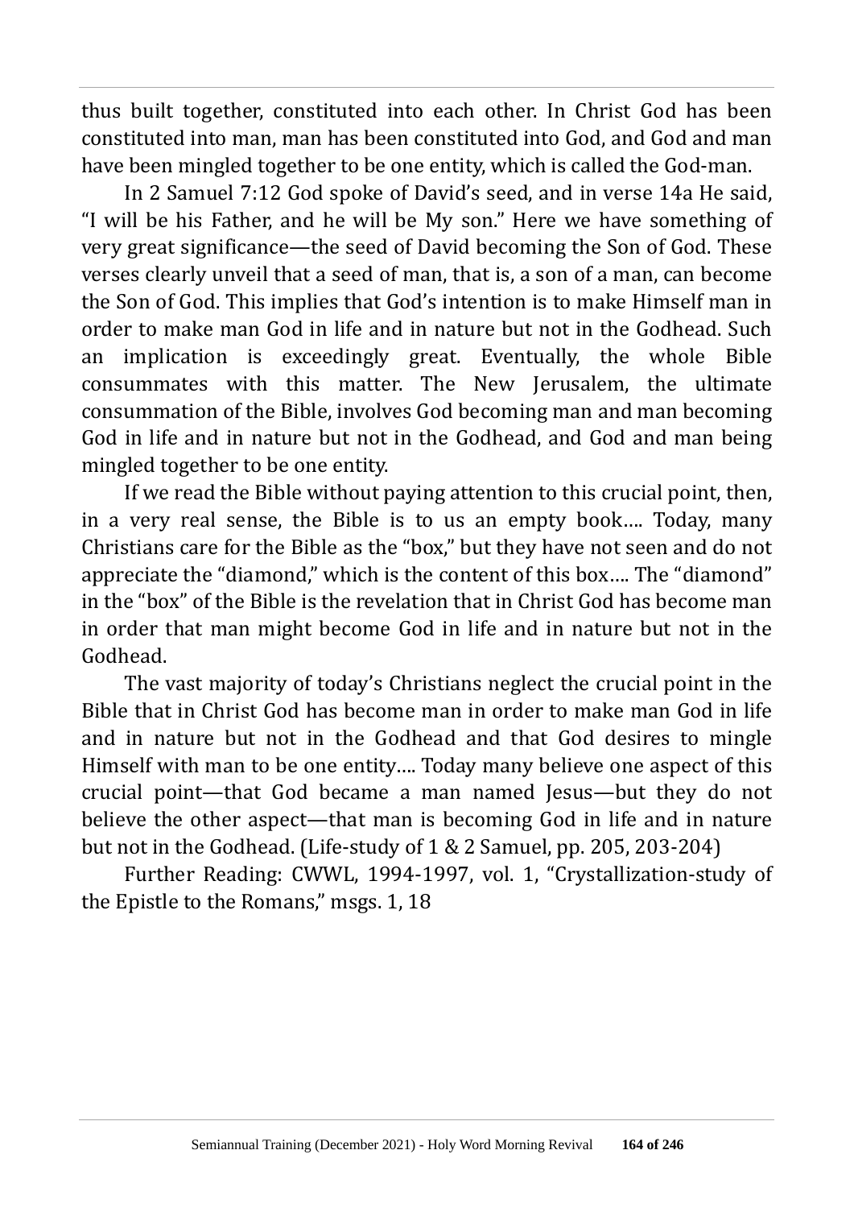thus built together, constituted into each other. In Christ God has been constituted into man, man has been constituted into God, and God and man have been mingled together to be one entity, which is called the God-man.

In 2 Samuel 7:12 God spoke of David's seed, and in verse 14a He said, "I will be his Father, and he will be My son." Here we have something of very great significance—the seed of David becoming the Son of God. These verses clearly unveil that a seed of man, that is, a son of a man, can become the Son of God. This implies that God's intention is to make Himself man in order to make man God in life and in nature but not in the Godhead. Such an implication is exceedingly great. Eventually, the whole Bible consummates with this matter. The New Jerusalem, the ultimate consummation of the Bible, involves God becoming man and man becoming God in life and in nature but not in the Godhead, and God and man being mingled together to be one entity.

If we read the Bible without paying attention to this crucial point, then, in a very real sense, the Bible is to us an empty book…. Today, many Christians care for the Bible as the "box," but they have not seen and do not appreciate the "diamond," which is the content of this box…. The "diamond" in the "box" of the Bible is the revelation that in Christ God has become man in order that man might become God in life and in nature but not in the Godhead.

The vast majority of today's Christians neglect the crucial point in the Bible that in Christ God has become man in order to make man God in life and in nature but not in the Godhead and that God desires to mingle Himself with man to be one entity…. Today many believe one aspect of this crucial point—that God became a man named Jesus—but they do not believe the other aspect—that man is becoming God in life and in nature but not in the Godhead. (Life-study of 1 & 2 Samuel, pp. 205, 203-204)

Further Reading: CWWL, 1994-1997, vol. 1, "Crystallization-study of the Epistle to the Romans," msgs. 1, 18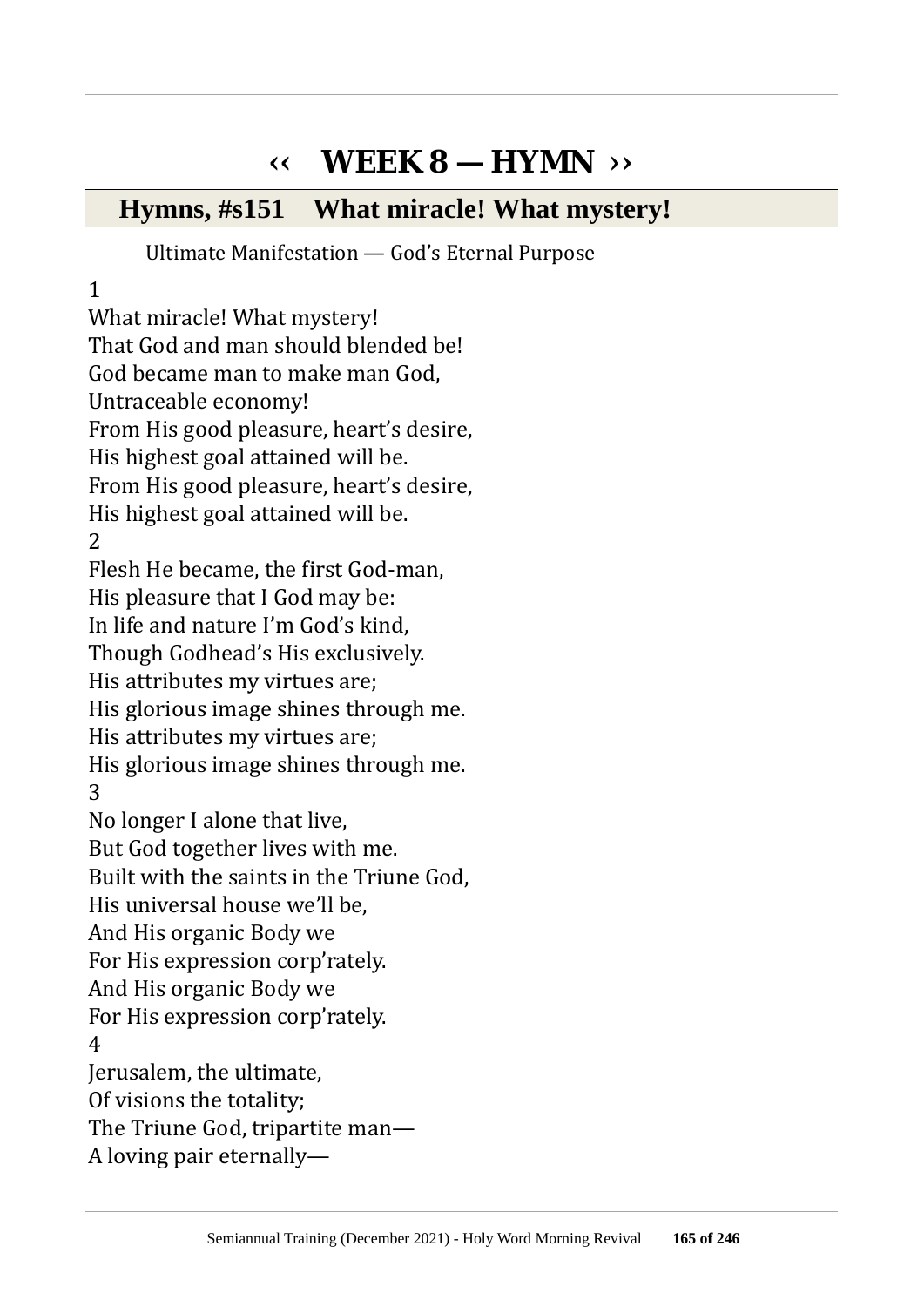# ‹‹ WEEK 8 — HYMN ››

## Hymns, #s151 What miracle! What mystery!

Ultimate Manifestation — God's Eternal Purpose

1

What miracle! What mystery!
That God and man should blended be!
God became man to make man God,
Untraceable economy!
From His good pleasure, heart's desire,
His highest goal attained will be.
From His good pleasure, heart's desire,
His highest goal attained will be.

2

Flesh He became, the first God-man,
His pleasure that I God may be:
In life and nature I'm God's kind,
Though Godhead's His exclusively.
His attributes my virtues are;
His glorious image shines through me.
His attributes my virtues are;
His glorious image shines through me.

3

No longer I alone that live,
But God together lives with me.
Built with the saints in the Triune God,
His universal house we'll be,
And His organic Body we
For His expression corp'rately.
And His organic Body we
For His expression corp'rately.

4

Jerusalem, the ultimate,
Of visions the totality;
The Triune God, tripartite man—
A loving pair eternally—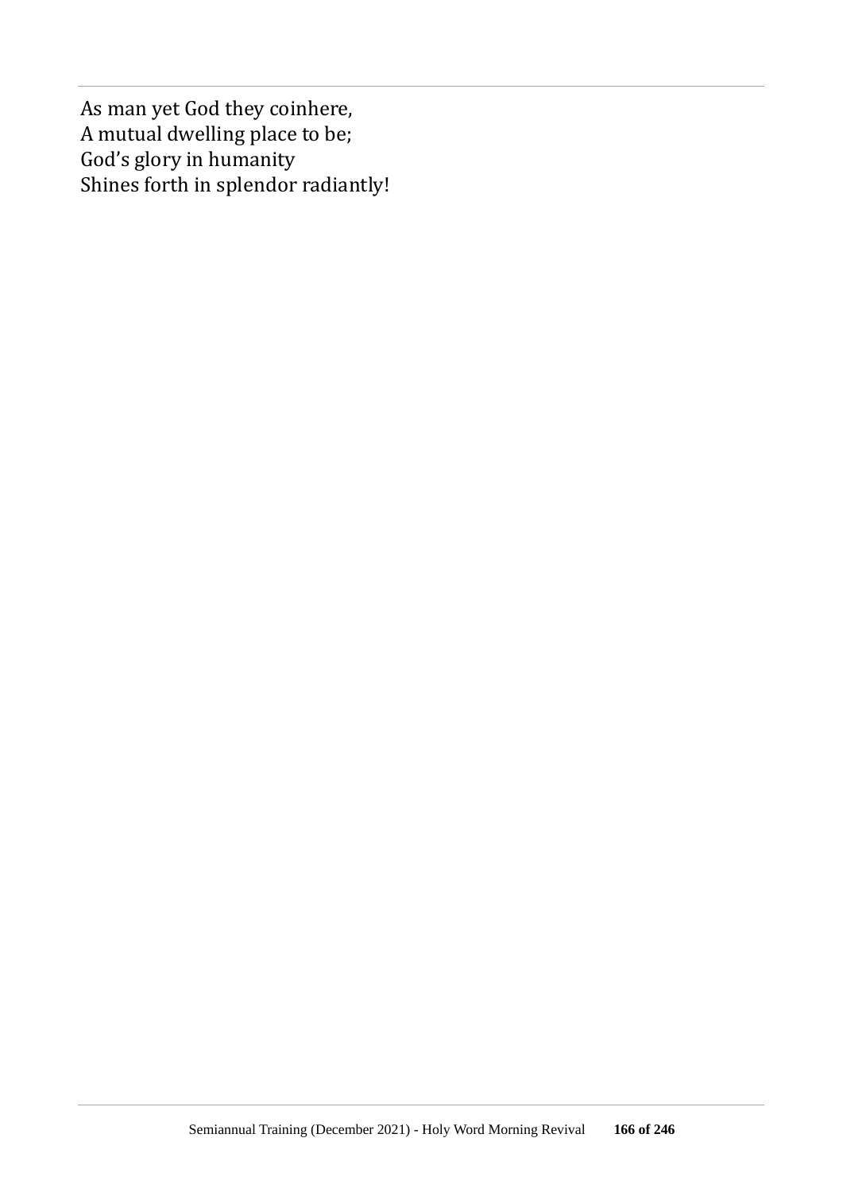As man yet God they coinhere,  
A mutual dwelling place to be;  
God’s glory in humanity  
Shines forth in splendor radiantly!